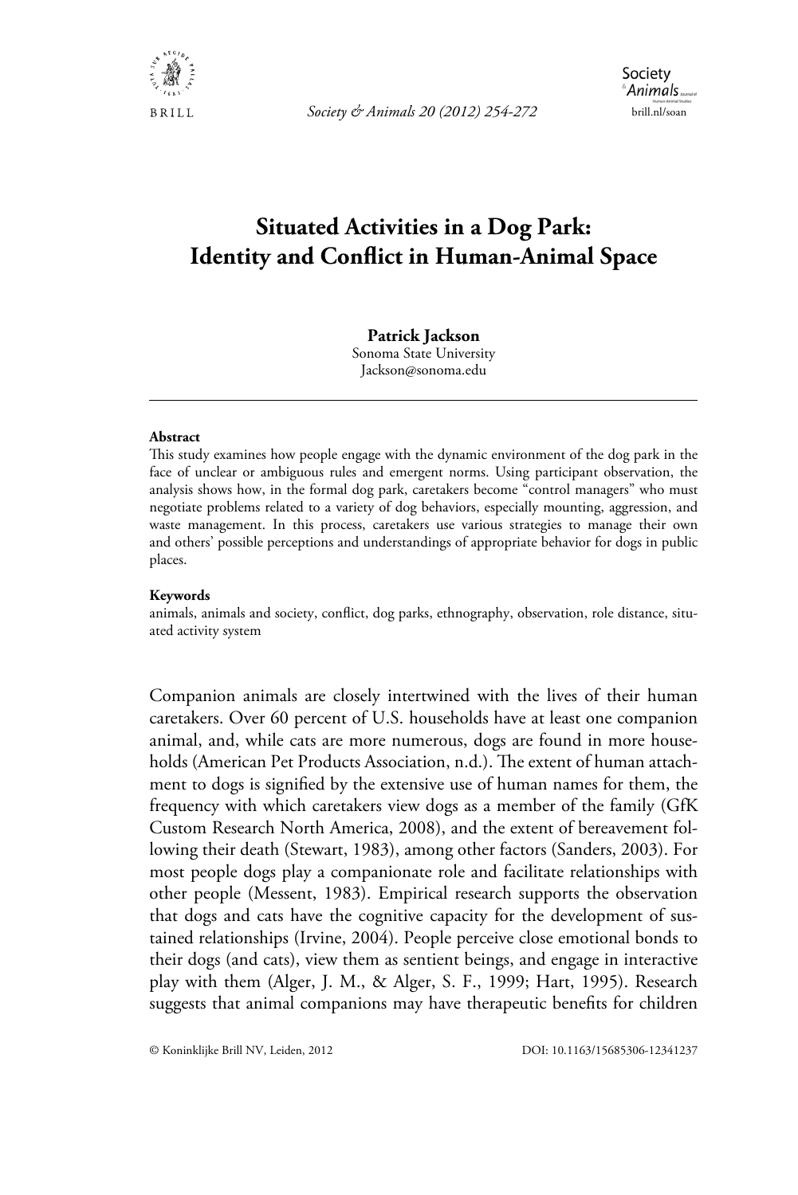# Situated Activities in a Dog Park: Identity and Conflict in Human-Animal Space

**Patrick Jackson**
Sonoma State University
Jackson@sonoma.edu

**Abstract**

This study examines how people engage with the dynamic environment of the dog park in the face of unclear or ambiguous rules and emergent norms. Using participant observation, the analysis shows how, in the formal dog park, caretakers become "control managers" who must negotiate problems related to a variety of dog behaviors, especially mounting, aggression, and waste management. In this process, caretakers use various strategies to manage their own and others' possible perceptions and understandings of appropriate behavior for dogs in public places.

**Keywords**

animals, animals and society, conflict, dog parks, ethnography, observation, role distance, situated activity system

Companion animals are closely intertwined with the lives of their human caretakers. Over 60 percent of U.S. households have at least one companion animal, and, while cats are more numerous, dogs are found in more households (American Pet Products Association, n.d.). The extent of human attachment to dogs is signified by the extensive use of human names for them, the frequency with which caretakers view dogs as a member of the family (GfK Custom Research North America, 2008), and the extent of bereavement following their death (Stewart, 1983), among other factors (Sanders, 2003). For most people dogs play a companionate role and facilitate relationships with other people (Messent, 1983). Empirical research supports the observation that dogs and cats have the cognitive capacity for the development of sustained relationships (Irvine, 2004). People perceive close emotional bonds to their dogs (and cats), view them as sentient beings, and engage in interactive play with them (Alger, J. M., & Alger, S. F., 1999; Hart, 1995). Research suggests that animal companions may have therapeutic benefits for children

© Koninklijke Brill NV, Leiden, 2012 DOI: 10.1163/15685306-12341237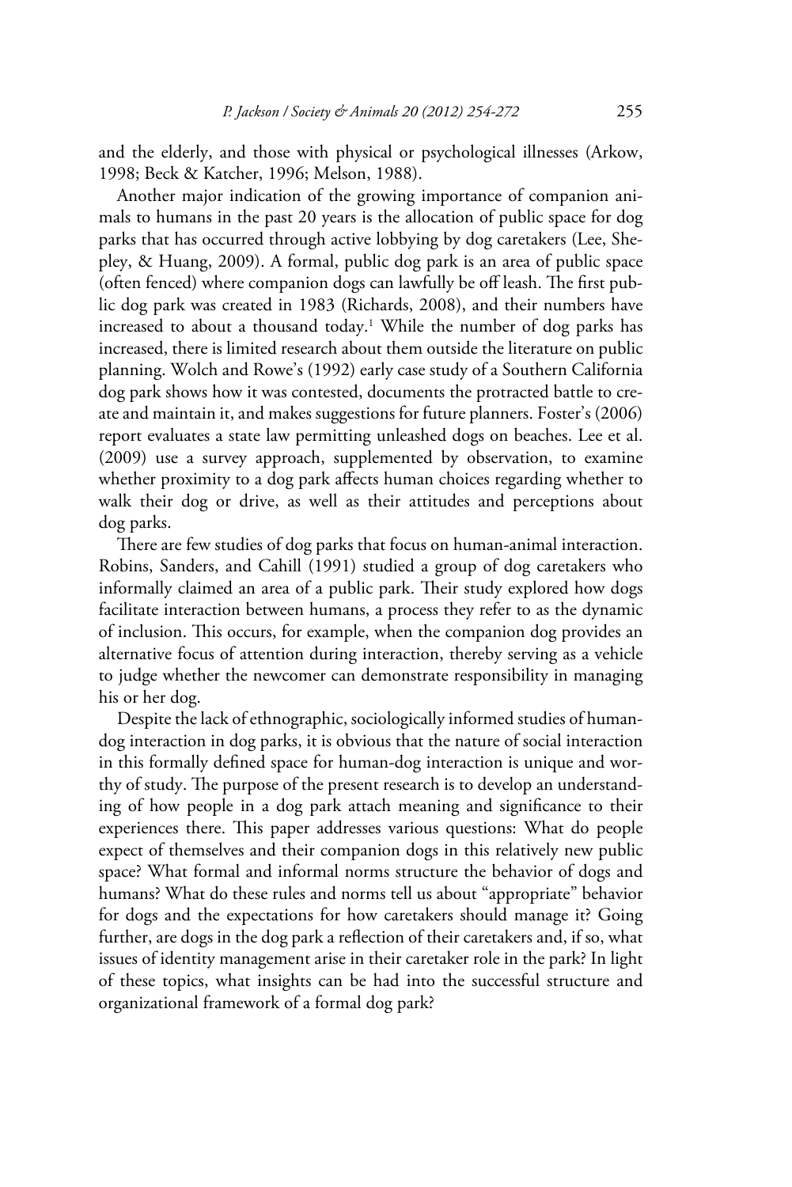and the elderly, and those with physical or psychological illnesses (Arkow, 1998; Beck & Katcher, 1996; Melson, 1988).

Another major indication of the growing importance of companion animals to humans in the past 20 years is the allocation of public space for dog parks that has occurred through active lobbying by dog caretakers (Lee, Shepley, & Huang, 2009). A formal, public dog park is an area of public space (often fenced) where companion dogs can lawfully be off leash. The first public dog park was created in 1983 (Richards, 2008), and their numbers have increased to about a thousand today.[1] While the number of dog parks has increased, there is limited research about them outside the literature on public planning. Wolch and Rowe's (1992) early case study of a Southern California dog park shows how it was contested, documents the protracted battle to create and maintain it, and makes suggestions for future planners. Foster's (2006) report evaluates a state law permitting unleashed dogs on beaches. Lee et al. (2009) use a survey approach, supplemented by observation, to examine whether proximity to a dog park affects human choices regarding whether to walk their dog or drive, as well as their attitudes and perceptions about dog parks.

There are few studies of dog parks that focus on human-animal interaction. Robins, Sanders, and Cahill (1991) studied a group of dog caretakers who informally claimed an area of a public park. Their study explored how dogs facilitate interaction between humans, a process they refer to as the dynamic of inclusion. This occurs, for example, when the companion dog provides an alternative focus of attention during interaction, thereby serving as a vehicle to judge whether the newcomer can demonstrate responsibility in managing his or her dog.

Despite the lack of ethnographic, sociologically informed studies of human-dog interaction in dog parks, it is obvious that the nature of social interaction in this formally defined space for human-dog interaction is unique and worthy of study. The purpose of the present research is to develop an understanding of how people in a dog park attach meaning and significance to their experiences there. This paper addresses various questions: What do people expect of themselves and their companion dogs in this relatively new public space? What formal and informal norms structure the behavior of dogs and humans? What do these rules and norms tell us about "appropriate" behavior for dogs and the expectations for how caretakers should manage it? Going further, are dogs in the dog park a reflection of their caretakers and, if so, what issues of identity management arise in their caretaker role in the park? In light of these topics, what insights can be had into the successful structure and organizational framework of a formal dog park?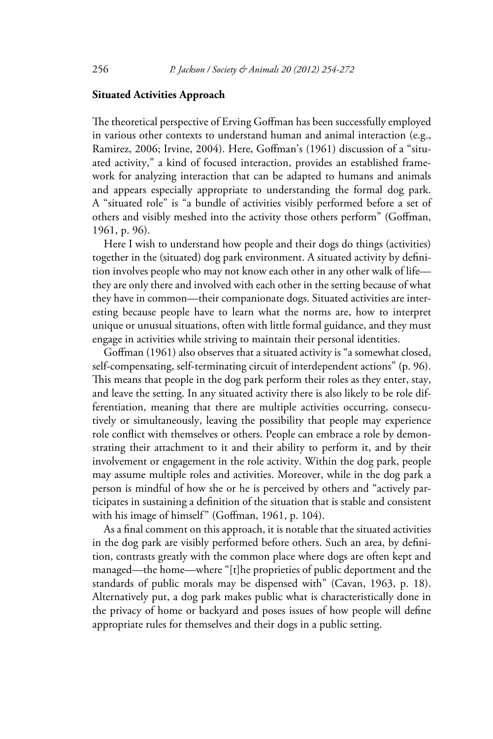## Situated Activities Approach

The theoretical perspective of Erving Goffman has been successfully employed in various other contexts to understand human and animal interaction (e.g., Ramirez, 2006; Irvine, 2004). Here, Goffman's (1961) discussion of a "situated activity," a kind of focused interaction, provides an established framework for analyzing interaction that can be adapted to humans and animals and appears especially appropriate to understanding the formal dog park. A "situated role" is "a bundle of activities visibly performed before a set of others and visibly meshed into the activity those others perform" (Goffman, 1961, p. 96).

Here I wish to understand how people and their dogs do things (activities) together in the (situated) dog park environment. A situated activity by definition involves people who may not know each other in any other walk of life—they are only there and involved with each other in the setting because of what they have in common—their companionate dogs. Situated activities are interesting because people have to learn what the norms are, how to interpret unique or unusual situations, often with little formal guidance, and they must engage in activities while striving to maintain their personal identities.

Goffman (1961) also observes that a situated activity is "a somewhat closed, self-compensating, self-terminating circuit of interdependent actions" (p. 96). This means that people in the dog park perform their roles as they enter, stay, and leave the setting. In any situated activity there is also likely to be role differentiation, meaning that there are multiple activities occurring, consecutively or simultaneously, leaving the possibility that people may experience role conflict with themselves or others. People can embrace a role by demonstrating their attachment to it and their ability to perform it, and by their involvement or engagement in the role activity. Within the dog park, people may assume multiple roles and activities. Moreover, while in the dog park a person is mindful of how she or he is perceived by others and "actively participates in sustaining a definition of the situation that is stable and consistent with his image of himself" (Goffman, 1961, p. 104).

As a final comment on this approach, it is notable that the situated activities in the dog park are visibly performed before others. Such an area, by definition, contrasts greatly with the common place where dogs are often kept and managed—the home—where "[t]he proprieties of public deportment and the standards of public morals may be dispensed with" (Cavan, 1963, p. 18). Alternatively put, a dog park makes public what is characteristically done in the privacy of home or backyard and poses issues of how people will define appropriate rules for themselves and their dogs in a public setting.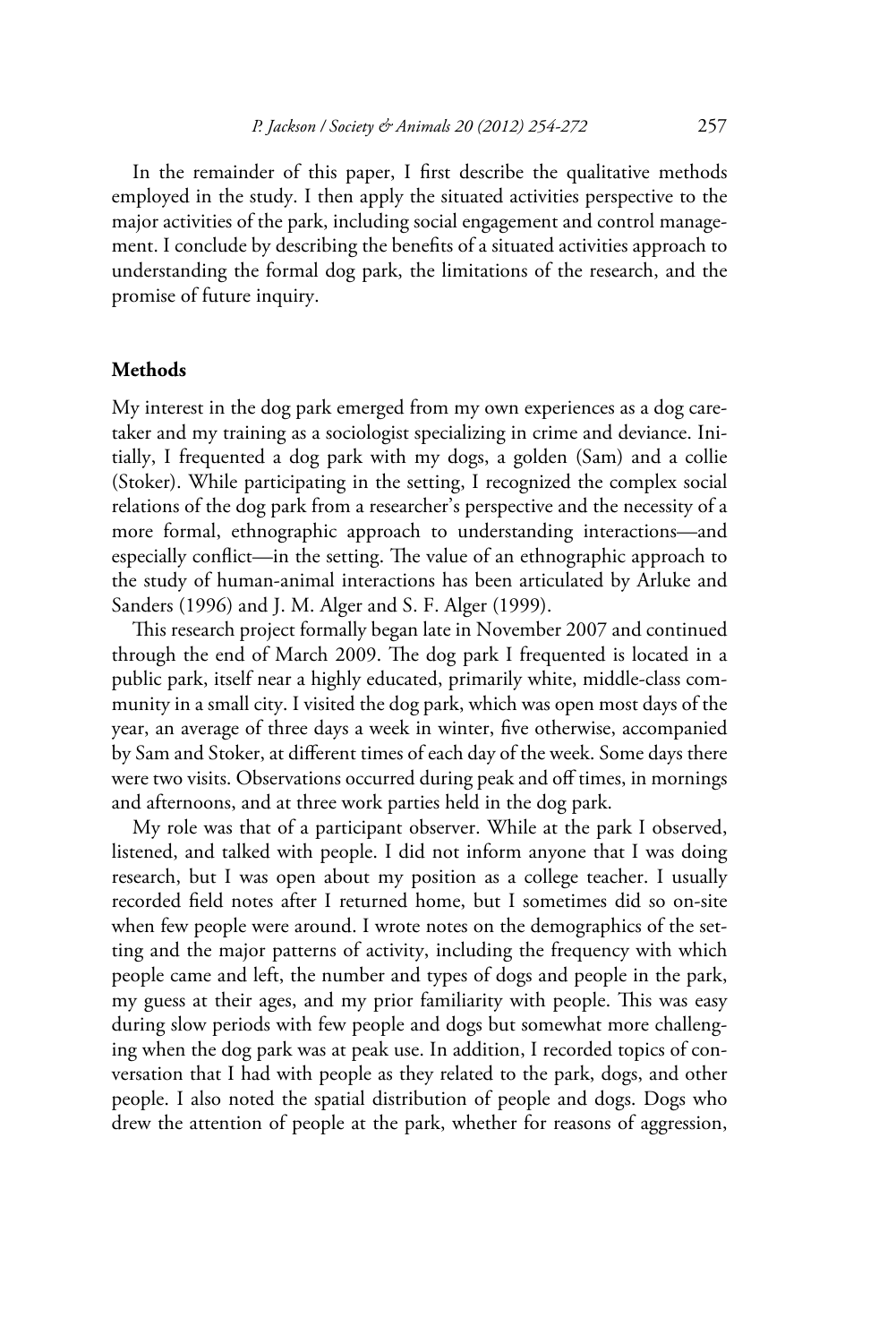In the remainder of this paper, I first describe the qualitative methods employed in the study. I then apply the situated activities perspective to the major activities of the park, including social engagement and control management. I conclude by describing the benefits of a situated activities approach to understanding the formal dog park, the limitations of the research, and the promise of future inquiry.

## Methods

My interest in the dog park emerged from my own experiences as a dog caretaker and my training as a sociologist specializing in crime and deviance. Initially, I frequented a dog park with my dogs, a golden (Sam) and a collie (Stoker). While participating in the setting, I recognized the complex social relations of the dog park from a researcher's perspective and the necessity of a more formal, ethnographic approach to understanding interactions—and especially conflict—in the setting. The value of an ethnographic approach to the study of human-animal interactions has been articulated by Arluke and Sanders (1996) and J. M. Alger and S. F. Alger (1999).

This research project formally began late in November 2007 and continued through the end of March 2009. The dog park I frequented is located in a public park, itself near a highly educated, primarily white, middle-class community in a small city. I visited the dog park, which was open most days of the year, an average of three days a week in winter, five otherwise, accompanied by Sam and Stoker, at different times of each day of the week. Some days there were two visits. Observations occurred during peak and off times, in mornings and afternoons, and at three work parties held in the dog park.

My role was that of a participant observer. While at the park I observed, listened, and talked with people. I did not inform anyone that I was doing research, but I was open about my position as a college teacher. I usually recorded field notes after I returned home, but I sometimes did so on-site when few people were around. I wrote notes on the demographics of the setting and the major patterns of activity, including the frequency with which people came and left, the number and types of dogs and people in the park, my guess at their ages, and my prior familiarity with people. This was easy during slow periods with few people and dogs but somewhat more challenging when the dog park was at peak use. In addition, I recorded topics of conversation that I had with people as they related to the park, dogs, and other people. I also noted the spatial distribution of people and dogs. Dogs who drew the attention of people at the park, whether for reasons of aggression,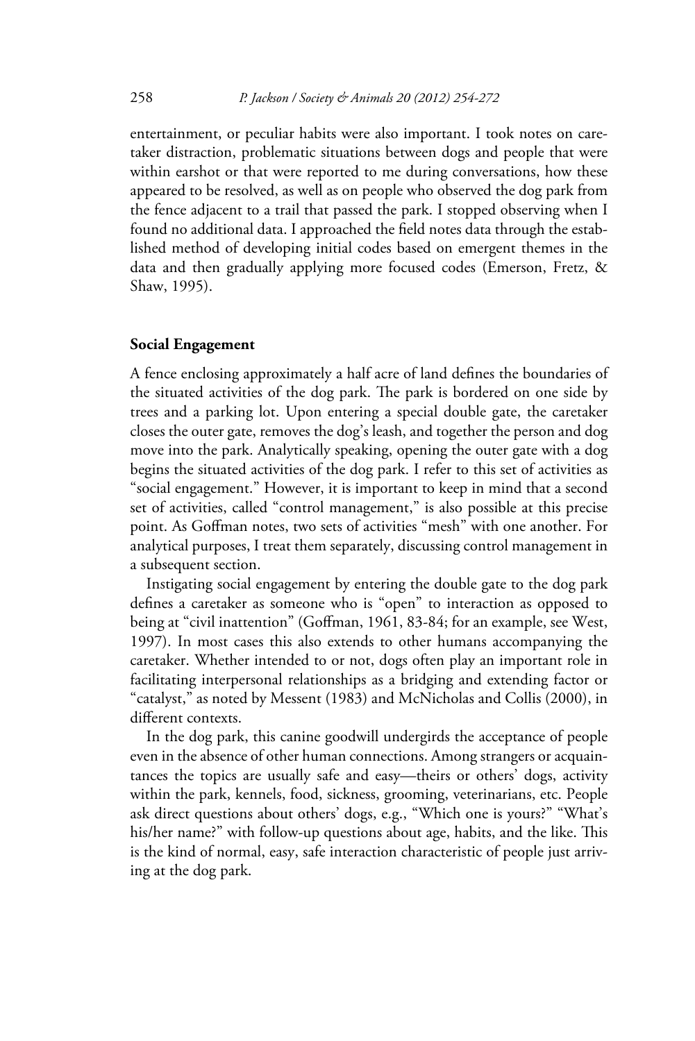entertainment, or peculiar habits were also important. I took notes on caretaker distraction, problematic situations between dogs and people that were within earshot or that were reported to me during conversations, how these appeared to be resolved, as well as on people who observed the dog park from the fence adjacent to a trail that passed the park. I stopped observing when I found no additional data. I approached the field notes data through the established method of developing initial codes based on emergent themes in the data and then gradually applying more focused codes (Emerson, Fretz, & Shaw, 1995).

## Social Engagement

A fence enclosing approximately a half acre of land defines the boundaries of the situated activities of the dog park. The park is bordered on one side by trees and a parking lot. Upon entering a special double gate, the caretaker closes the outer gate, removes the dog's leash, and together the person and dog move into the park. Analytically speaking, opening the outer gate with a dog begins the situated activities of the dog park. I refer to this set of activities as "social engagement." However, it is important to keep in mind that a second set of activities, called "control management," is also possible at this precise point. As Goffman notes, two sets of activities "mesh" with one another. For analytical purposes, I treat them separately, discussing control management in a subsequent section.

Instigating social engagement by entering the double gate to the dog park defines a caretaker as someone who is "open" to interaction as opposed to being at "civil inattention" (Goffman, 1961, 83-84; for an example, see West, 1997). In most cases this also extends to other humans accompanying the caretaker. Whether intended to or not, dogs often play an important role in facilitating interpersonal relationships as a bridging and extending factor or "catalyst," as noted by Messent (1983) and McNicholas and Collis (2000), in different contexts.

In the dog park, this canine goodwill undergirds the acceptance of people even in the absence of other human connections. Among strangers or acquaintances the topics are usually safe and easy—theirs or others' dogs, activity within the park, kennels, food, sickness, grooming, veterinarians, etc. People ask direct questions about others' dogs, e.g., "Which one is yours?" "What's his/her name?" with follow-up questions about age, habits, and the like. This is the kind of normal, easy, safe interaction characteristic of people just arriving at the dog park.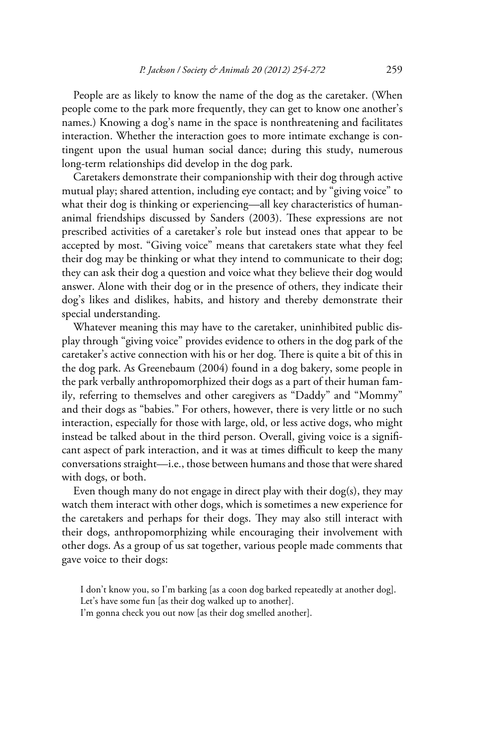People are as likely to know the name of the dog as the caretaker. (When people come to the park more frequently, they can get to know one another's names.) Knowing a dog's name in the space is nonthreatening and facilitates interaction. Whether the interaction goes to more intimate exchange is contingent upon the usual human social dance; during this study, numerous long-term relationships did develop in the dog park.

Caretakers demonstrate their companionship with their dog through active mutual play; shared attention, including eye contact; and by "giving voice" to what their dog is thinking or experiencing—all key characteristics of human-animal friendships discussed by Sanders (2003). These expressions are not prescribed activities of a caretaker's role but instead ones that appear to be accepted by most. "Giving voice" means that caretakers state what they feel their dog may be thinking or what they intend to communicate to their dog; they can ask their dog a question and voice what they believe their dog would answer. Alone with their dog or in the presence of others, they indicate their dog's likes and dislikes, habits, and history and thereby demonstrate their special understanding.

Whatever meaning this may have to the caretaker, uninhibited public display through "giving voice" provides evidence to others in the dog park of the caretaker's active connection with his or her dog. There is quite a bit of this in the dog park. As Greenebaum (2004) found in a dog bakery, some people in the park verbally anthropomorphized their dogs as a part of their human family, referring to themselves and other caregivers as "Daddy" and "Mommy" and their dogs as "babies." For others, however, there is very little or no such interaction, especially for those with large, old, or less active dogs, who might instead be talked about in the third person. Overall, giving voice is a significant aspect of park interaction, and it was at times difficult to keep the many conversations straight—i.e., those between humans and those that were shared with dogs, or both.

Even though many do not engage in direct play with their dog(s), they may watch them interact with other dogs, which is sometimes a new experience for the caretakers and perhaps for their dogs. They may also still interact with their dogs, anthropomorphizing while encouraging their involvement with other dogs. As a group of us sat together, various people made comments that gave voice to their dogs:

> I don't know you, so I'm barking [as a coon dog barked repeatedly at another dog].
> Let's have some fun [as their dog walked up to another].
> I'm gonna check you out now [as their dog smelled another].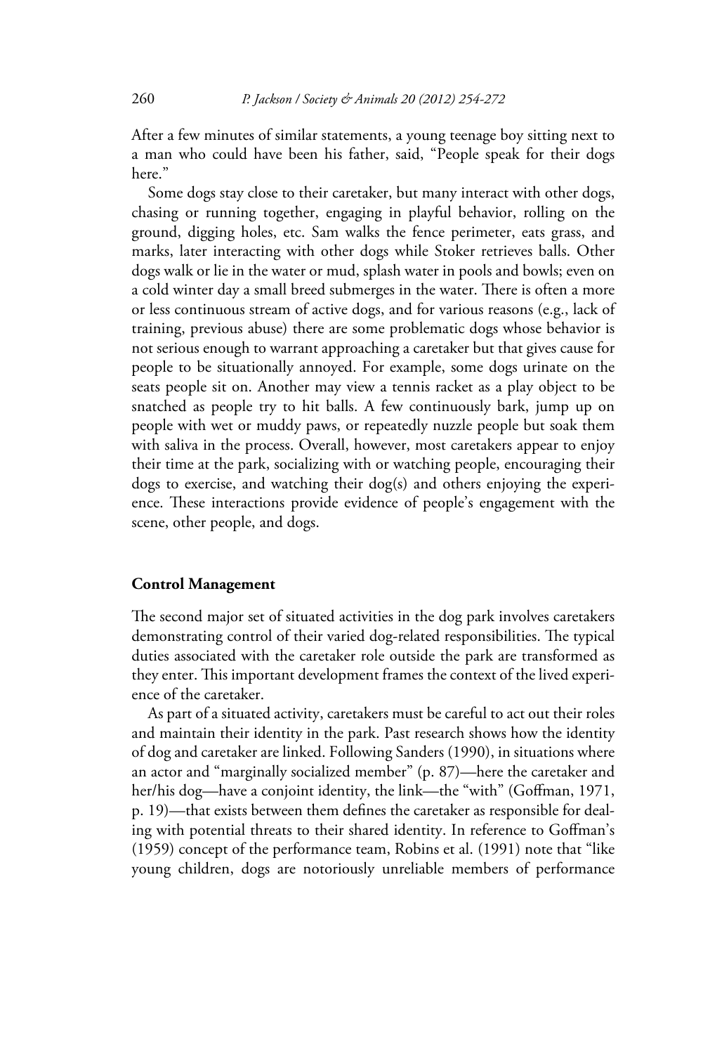After a few minutes of similar statements, a young teenage boy sitting next to a man who could have been his father, said, "People speak for their dogs here."

Some dogs stay close to their caretaker, but many interact with other dogs, chasing or running together, engaging in playful behavior, rolling on the ground, digging holes, etc. Sam walks the fence perimeter, eats grass, and marks, later interacting with other dogs while Stoker retrieves balls. Other dogs walk or lie in the water or mud, splash water in pools and bowls; even on a cold winter day a small breed submerges in the water. There is often a more or less continuous stream of active dogs, and for various reasons (e.g., lack of training, previous abuse) there are some problematic dogs whose behavior is not serious enough to warrant approaching a caretaker but that gives cause for people to be situationally annoyed. For example, some dogs urinate on the seats people sit on. Another may view a tennis racket as a play object to be snatched as people try to hit balls. A few continuously bark, jump up on people with wet or muddy paws, or repeatedly nuzzle people but soak them with saliva in the process. Overall, however, most caretakers appear to enjoy their time at the park, socializing with or watching people, encouraging their dogs to exercise, and watching their dog(s) and others enjoying the experience. These interactions provide evidence of people's engagement with the scene, other people, and dogs.

## Control Management

The second major set of situated activities in the dog park involves caretakers demonstrating control of their varied dog-related responsibilities. The typical duties associated with the caretaker role outside the park are transformed as they enter. This important development frames the context of the lived experience of the caretaker.

As part of a situated activity, caretakers must be careful to act out their roles and maintain their identity in the park. Past research shows how the identity of dog and caretaker are linked. Following Sanders (1990), in situations where an actor and "marginally socialized member" (p. 87)—here the caretaker and her/his dog—have a conjoint identity, the link—the "with" (Goffman, 1971, p. 19)—that exists between them defines the caretaker as responsible for dealing with potential threats to their shared identity. In reference to Goffman's (1959) concept of the performance team, Robins et al. (1991) note that "like young children, dogs are notoriously unreliable members of performance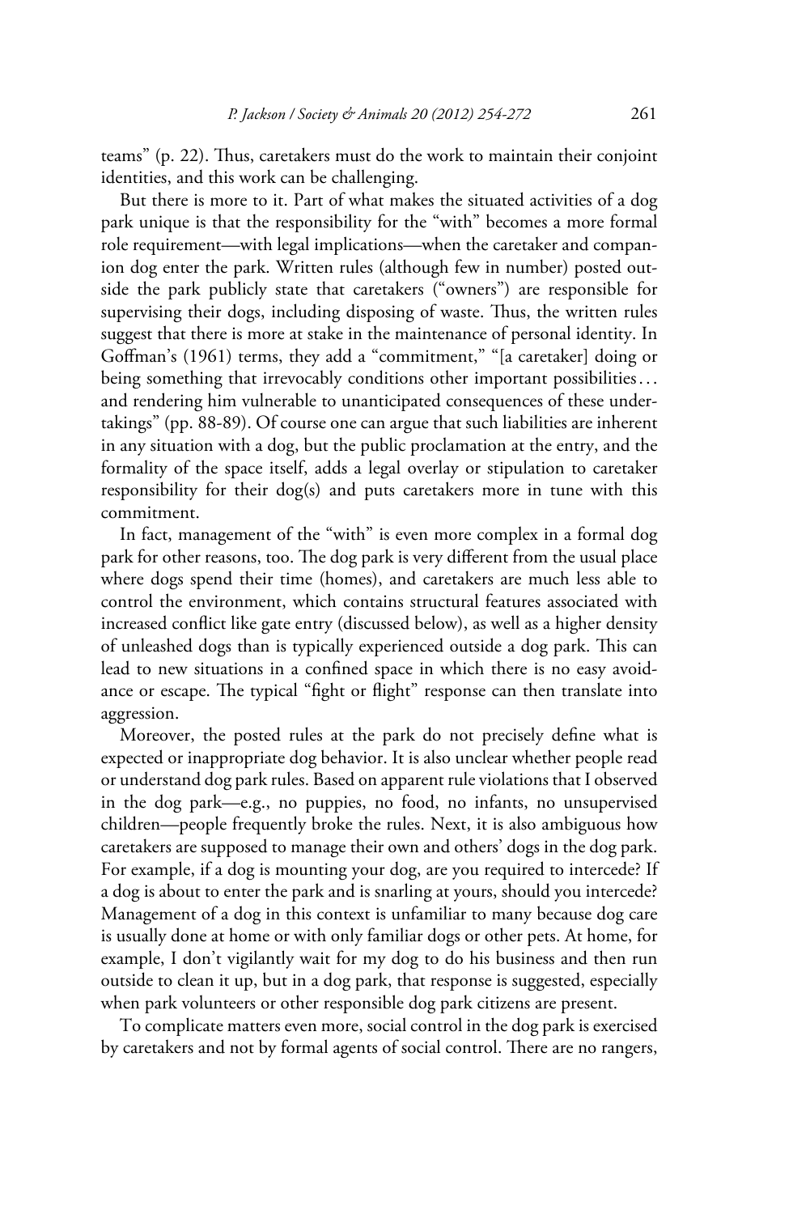teams" (p. 22). Thus, caretakers must do the work to maintain their conjoint identities, and this work can be challenging.

But there is more to it. Part of what makes the situated activities of a dog park unique is that the responsibility for the "with" becomes a more formal role requirement—with legal implications—when the caretaker and companion dog enter the park. Written rules (although few in number) posted outside the park publicly state that caretakers ("owners") are responsible for supervising their dogs, including disposing of waste. Thus, the written rules suggest that there is more at stake in the maintenance of personal identity. In Goffman's (1961) terms, they add a "commitment," "[a caretaker] doing or being something that irrevocably conditions other important possibilities... and rendering him vulnerable to unanticipated consequences of these undertakings" (pp. 88-89). Of course one can argue that such liabilities are inherent in any situation with a dog, but the public proclamation at the entry, and the formality of the space itself, adds a legal overlay or stipulation to caretaker responsibility for their dog(s) and puts caretakers more in tune with this commitment.

In fact, management of the "with" is even more complex in a formal dog park for other reasons, too. The dog park is very different from the usual place where dogs spend their time (homes), and caretakers are much less able to control the environment, which contains structural features associated with increased conflict like gate entry (discussed below), as well as a higher density of unleashed dogs than is typically experienced outside a dog park. This can lead to new situations in a confined space in which there is no easy avoidance or escape. The typical "fight or flight" response can then translate into aggression.

Moreover, the posted rules at the park do not precisely define what is expected or inappropriate dog behavior. It is also unclear whether people read or understand dog park rules. Based on apparent rule violations that I observed in the dog park—e.g., no puppies, no food, no infants, no unsupervised children—people frequently broke the rules. Next, it is also ambiguous how caretakers are supposed to manage their own and others' dogs in the dog park. For example, if a dog is mounting your dog, are you required to intercede? If a dog is about to enter the park and is snarling at yours, should you intercede? Management of a dog in this context is unfamiliar to many because dog care is usually done at home or with only familiar dogs or other pets. At home, for example, I don't vigilantly wait for my dog to do his business and then run outside to clean it up, but in a dog park, that response is suggested, especially when park volunteers or other responsible dog park citizens are present.

To complicate matters even more, social control in the dog park is exercised by caretakers and not by formal agents of social control. There are no rangers,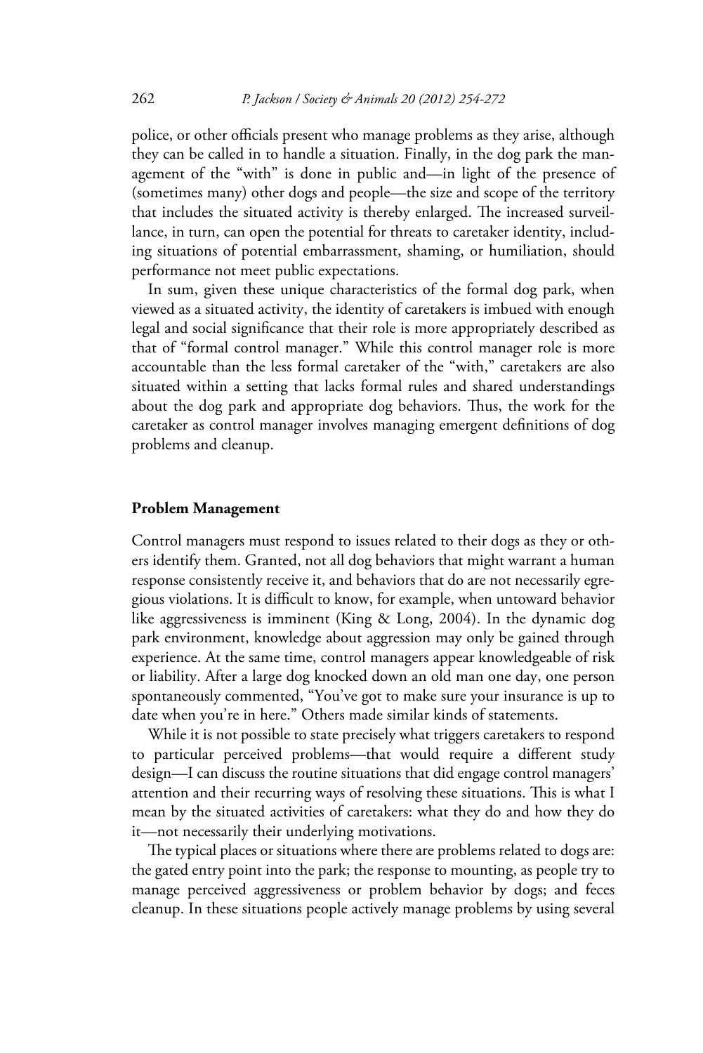police, or other officials present who manage problems as they arise, although they can be called in to handle a situation. Finally, in the dog park the management of the "with" is done in public and—in light of the presence of (sometimes many) other dogs and people—the size and scope of the territory that includes the situated activity is thereby enlarged. The increased surveillance, in turn, can open the potential for threats to caretaker identity, including situations of potential embarrassment, shaming, or humiliation, should performance not meet public expectations.

In sum, given these unique characteristics of the formal dog park, when viewed as a situated activity, the identity of caretakers is imbued with enough legal and social significance that their role is more appropriately described as that of "formal control manager." While this control manager role is more accountable than the less formal caretaker of the "with," caretakers are also situated within a setting that lacks formal rules and shared understandings about the dog park and appropriate dog behaviors. Thus, the work for the caretaker as control manager involves managing emergent definitions of dog problems and cleanup.

## Problem Management

Control managers must respond to issues related to their dogs as they or others identify them. Granted, not all dog behaviors that might warrant a human response consistently receive it, and behaviors that do are not necessarily egregious violations. It is difficult to know, for example, when untoward behavior like aggressiveness is imminent (King & Long, 2004). In the dynamic dog park environment, knowledge about aggression may only be gained through experience. At the same time, control managers appear knowledgeable of risk or liability. After a large dog knocked down an old man one day, one person spontaneously commented, "You've got to make sure your insurance is up to date when you're in here." Others made similar kinds of statements.

While it is not possible to state precisely what triggers caretakers to respond to particular perceived problems—that would require a different study design—I can discuss the routine situations that did engage control managers' attention and their recurring ways of resolving these situations. This is what I mean by the situated activities of caretakers: what they do and how they do it—not necessarily their underlying motivations.

The typical places or situations where there are problems related to dogs are: the gated entry point into the park; the response to mounting, as people try to manage perceived aggressiveness or problem behavior by dogs; and feces cleanup. In these situations people actively manage problems by using several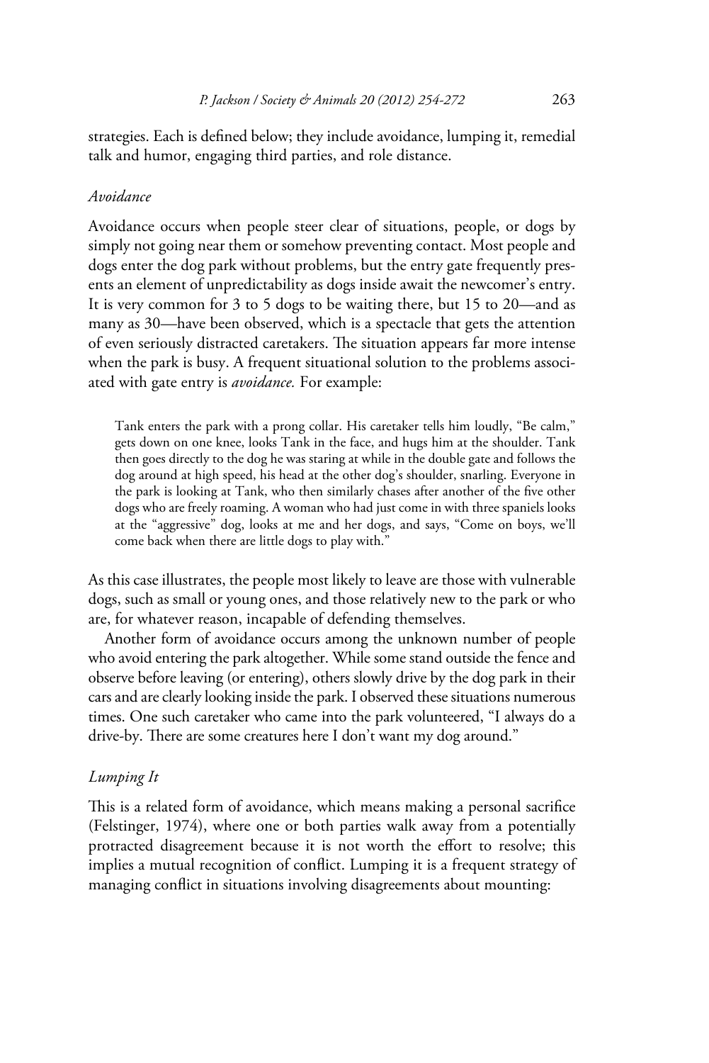strategies. Each is defined below; they include avoidance, lumping it, remedial talk and humor, engaging third parties, and role distance.

### *Avoidance*

Avoidance occurs when people steer clear of situations, people, or dogs by simply not going near them or somehow preventing contact. Most people and dogs enter the dog park without problems, but the entry gate frequently presents an element of unpredictability as dogs inside await the newcomer's entry. It is very common for 3 to 5 dogs to be waiting there, but 15 to 20—and as many as 30—have been observed, which is a spectacle that gets the attention of even seriously distracted caretakers. The situation appears far more intense when the park is busy. A frequent situational solution to the problems associated with gate entry is *avoidance.* For example:

> Tank enters the park with a prong collar. His caretaker tells him loudly, "Be calm," gets down on one knee, looks Tank in the face, and hugs him at the shoulder. Tank then goes directly to the dog he was staring at while in the double gate and follows the dog around at high speed, his head at the other dog's shoulder, snarling. Everyone in the park is looking at Tank, who then similarly chases after another of the five other dogs who are freely roaming. A woman who had just come in with three spaniels looks at the "aggressive" dog, looks at me and her dogs, and says, "Come on boys, we'll come back when there are little dogs to play with."

As this case illustrates, the people most likely to leave are those with vulnerable dogs, such as small or young ones, and those relatively new to the park or who are, for whatever reason, incapable of defending themselves.

Another form of avoidance occurs among the unknown number of people who avoid entering the park altogether. While some stand outside the fence and observe before leaving (or entering), others slowly drive by the dog park in their cars and are clearly looking inside the park. I observed these situations numerous times. One such caretaker who came into the park volunteered, "I always do a drive-by. There are some creatures here I don't want my dog around."

### *Lumping It*

This is a related form of avoidance, which means making a personal sacrifice (Felstinger, 1974), where one or both parties walk away from a potentially protracted disagreement because it is not worth the effort to resolve; this implies a mutual recognition of conflict. Lumping it is a frequent strategy of managing conflict in situations involving disagreements about mounting: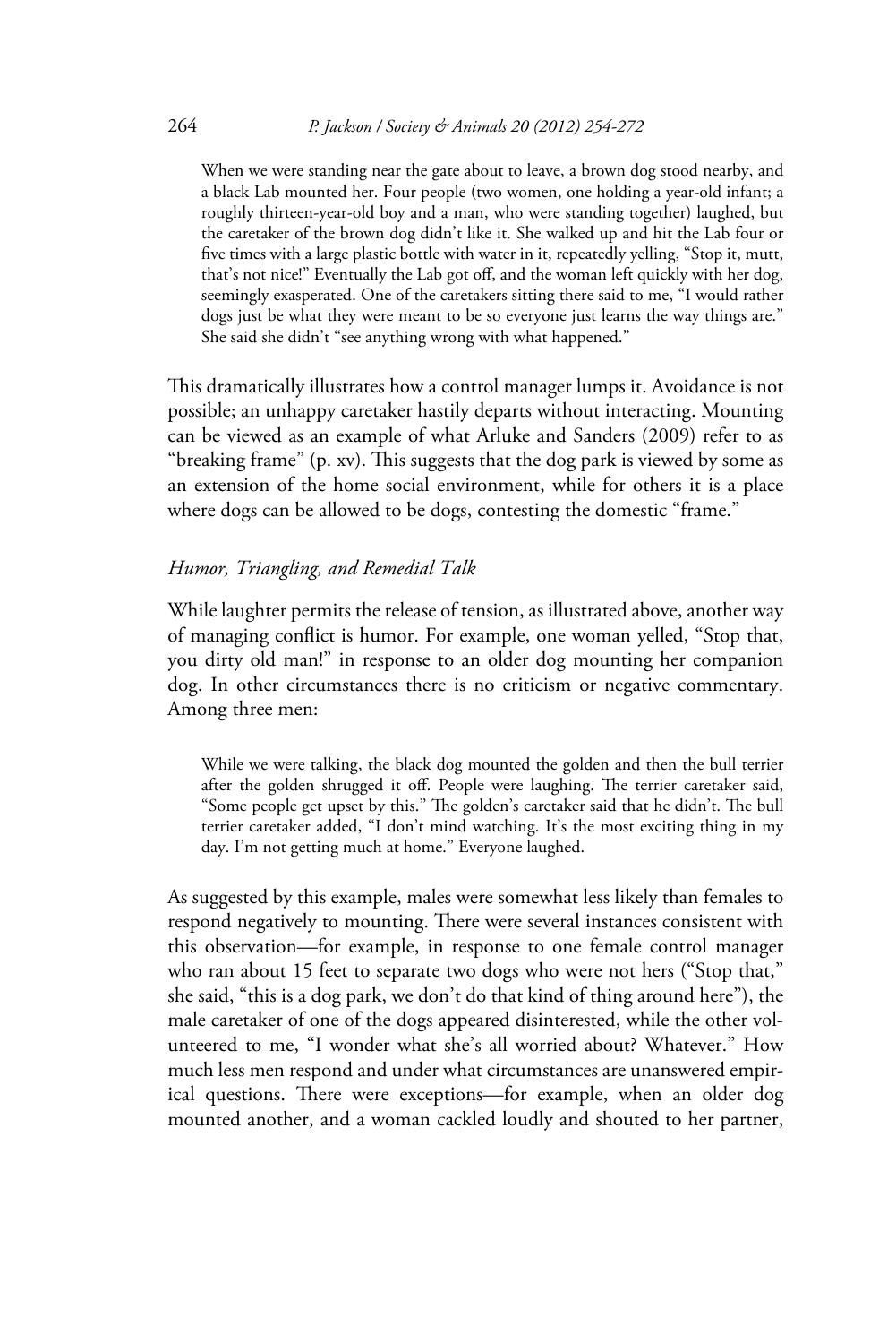> When we were standing near the gate about to leave, a brown dog stood nearby, and a black Lab mounted her. Four people (two women, one holding a year-old infant; a roughly thirteen-year-old boy and a man, who were standing together) laughed, but the caretaker of the brown dog didn't like it. She walked up and hit the Lab four or five times with a large plastic bottle with water in it, repeatedly yelling, "Stop it, mutt, that's not nice!" Eventually the Lab got off, and the woman left quickly with her dog, seemingly exasperated. One of the caretakers sitting there said to me, "I would rather dogs just be what they were meant to be so everyone just learns the way things are." She said she didn't "see anything wrong with what happened."

This dramatically illustrates how a control manager lumps it. Avoidance is not possible; an unhappy caretaker hastily departs without interacting. Mounting can be viewed as an example of what Arluke and Sanders (2009) refer to as "breaking frame" (p. xv). This suggests that the dog park is viewed by some as an extension of the home social environment, while for others it is a place where dogs can be allowed to be dogs, contesting the domestic "frame."

### *Humor, Triangling, and Remedial Talk*

While laughter permits the release of tension, as illustrated above, another way of managing conflict is humor. For example, one woman yelled, "Stop that, you dirty old man!" in response to an older dog mounting her companion dog. In other circumstances there is no criticism or negative commentary. Among three men:

> While we were talking, the black dog mounted the golden and then the bull terrier after the golden shrugged it off. People were laughing. The terrier caretaker said, "Some people get upset by this." The golden's caretaker said that he didn't. The bull terrier caretaker added, "I don't mind watching. It's the most exciting thing in my day. I'm not getting much at home." Everyone laughed.

As suggested by this example, males were somewhat less likely than females to respond negatively to mounting. There were several instances consistent with this observation—for example, in response to one female control manager who ran about 15 feet to separate two dogs who were not hers ("Stop that," she said, "this is a dog park, we don't do that kind of thing around here"), the male caretaker of one of the dogs appeared disinterested, while the other volunteered to me, "I wonder what she's all worried about? Whatever." How much less men respond and under what circumstances are unanswered empirical questions. There were exceptions—for example, when an older dog mounted another, and a woman cackled loudly and shouted to her partner,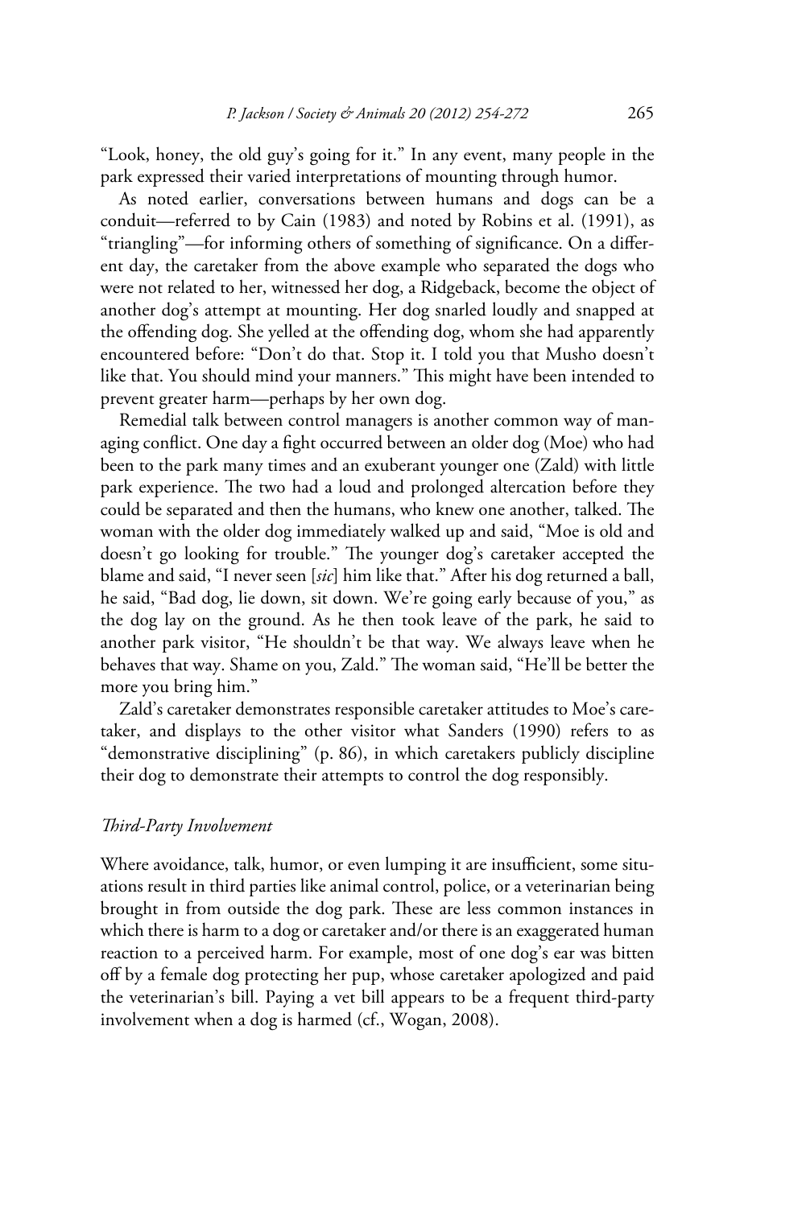"Look, honey, the old guy's going for it." In any event, many people in the park expressed their varied interpretations of mounting through humor.

As noted earlier, conversations between humans and dogs can be a conduit—referred to by Cain (1983) and noted by Robins et al. (1991), as "triangling"—for informing others of something of significance. On a different day, the caretaker from the above example who separated the dogs who were not related to her, witnessed her dog, a Ridgeback, become the object of another dog's attempt at mounting. Her dog snarled loudly and snapped at the offending dog. She yelled at the offending dog, whom she had apparently encountered before: "Don't do that. Stop it. I told you that Musho doesn't like that. You should mind your manners." This might have been intended to prevent greater harm—perhaps by her own dog.

Remedial talk between control managers is another common way of managing conflict. One day a fight occurred between an older dog (Moe) who had been to the park many times and an exuberant younger one (Zald) with little park experience. The two had a loud and prolonged altercation before they could be separated and then the humans, who knew one another, talked. The woman with the older dog immediately walked up and said, "Moe is old and doesn't go looking for trouble." The younger dog's caretaker accepted the blame and said, "I never seen [*sic*] him like that." After his dog returned a ball, he said, "Bad dog, lie down, sit down. We're going early because of you," as the dog lay on the ground. As he then took leave of the park, he said to another park visitor, "He shouldn't be that way. We always leave when he behaves that way. Shame on you, Zald." The woman said, "He'll be better the more you bring him."

Zald's caretaker demonstrates responsible caretaker attitudes to Moe's caretaker, and displays to the other visitor what Sanders (1990) refers to as "demonstrative disciplining" (p. 86), in which caretakers publicly discipline their dog to demonstrate their attempts to control the dog responsibly.

### *Third-Party Involvement*

Where avoidance, talk, humor, or even lumping it are insufficient, some situations result in third parties like animal control, police, or a veterinarian being brought in from outside the dog park. These are less common instances in which there is harm to a dog or caretaker and/or there is an exaggerated human reaction to a perceived harm. For example, most of one dog's ear was bitten off by a female dog protecting her pup, whose caretaker apologized and paid the veterinarian's bill. Paying a vet bill appears to be a frequent third-party involvement when a dog is harmed (cf., Wogan, 2008).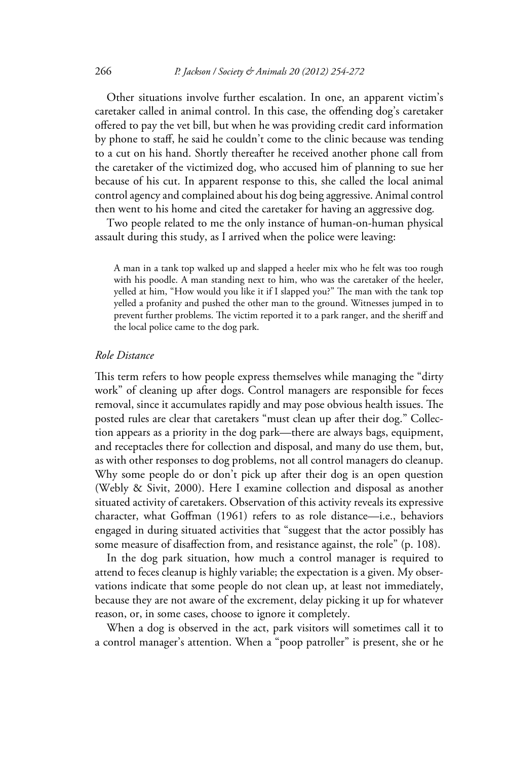Other situations involve further escalation. In one, an apparent victim's caretaker called in animal control. In this case, the offending dog's caretaker offered to pay the vet bill, but when he was providing credit card information by phone to staff, he said he couldn't come to the clinic because was tending to a cut on his hand. Shortly thereafter he received another phone call from the caretaker of the victimized dog, who accused him of planning to sue her because of his cut. In apparent response to this, she called the local animal control agency and complained about his dog being aggressive. Animal control then went to his home and cited the caretaker for having an aggressive dog.

Two people related to me the only instance of human-on-human physical assault during this study, as I arrived when the police were leaving:

> A man in a tank top walked up and slapped a heeler mix who he felt was too rough with his poodle. A man standing next to him, who was the caretaker of the heeler, yelled at him, "How would you like it if I slapped you?" The man with the tank top yelled a profanity and pushed the other man to the ground. Witnesses jumped in to prevent further problems. The victim reported it to a park ranger, and the sheriff and the local police came to the dog park.

### *Role Distance*

This term refers to how people express themselves while managing the "dirty work" of cleaning up after dogs. Control managers are responsible for feces removal, since it accumulates rapidly and may pose obvious health issues. The posted rules are clear that caretakers "must clean up after their dog." Collection appears as a priority in the dog park—there are always bags, equipment, and receptacles there for collection and disposal, and many do use them, but, as with other responses to dog problems, not all control managers do cleanup. Why some people do or don't pick up after their dog is an open question (Webly & Sivit, 2000). Here I examine collection and disposal as another situated activity of caretakers. Observation of this activity reveals its expressive character, what Goffman (1961) refers to as role distance—i.e., behaviors engaged in during situated activities that "suggest that the actor possibly has some measure of disaffection from, and resistance against, the role" (p. 108).

In the dog park situation, how much a control manager is required to attend to feces cleanup is highly variable; the expectation is a given. My observations indicate that some people do not clean up, at least not immediately, because they are not aware of the excrement, delay picking it up for whatever reason, or, in some cases, choose to ignore it completely.

When a dog is observed in the act, park visitors will sometimes call it to a control manager's attention. When a "poop patroller" is present, she or he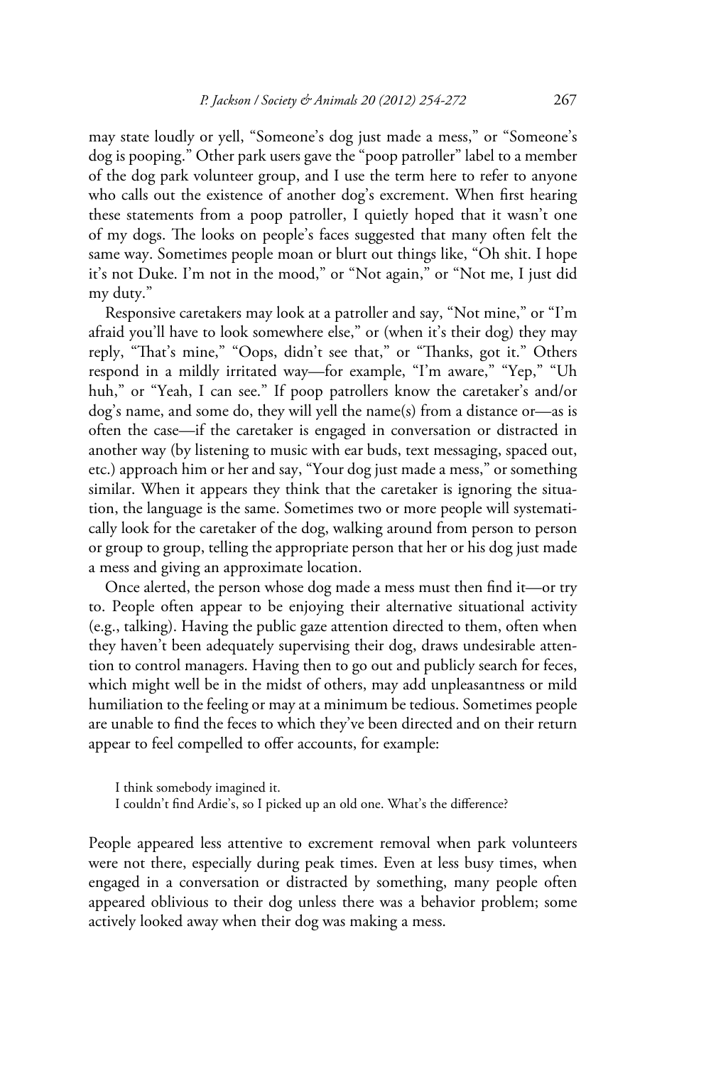may state loudly or yell, "Someone's dog just made a mess," or "Someone's dog is pooping." Other park users gave the "poop patroller" label to a member of the dog park volunteer group, and I use the term here to refer to anyone who calls out the existence of another dog's excrement. When first hearing these statements from a poop patroller, I quietly hoped that it wasn't one of my dogs. The looks on people's faces suggested that many often felt the same way. Sometimes people moan or blurt out things like, "Oh shit. I hope it's not Duke. I'm not in the mood," or "Not again," or "Not me, I just did my duty."

Responsive caretakers may look at a patroller and say, "Not mine," or "I'm afraid you'll have to look somewhere else," or (when it's their dog) they may reply, "That's mine," "Oops, didn't see that," or "Thanks, got it." Others respond in a mildly irritated way—for example, "I'm aware," "Yep," "Uh huh," or "Yeah, I can see." If poop patrollers know the caretaker's and/or dog's name, and some do, they will yell the name(s) from a distance or—as is often the case—if the caretaker is engaged in conversation or distracted in another way (by listening to music with ear buds, text messaging, spaced out, etc.) approach him or her and say, "Your dog just made a mess," or something similar. When it appears they think that the caretaker is ignoring the situation, the language is the same. Sometimes two or more people will systematically look for the caretaker of the dog, walking around from person to person or group to group, telling the appropriate person that her or his dog just made a mess and giving an approximate location.

Once alerted, the person whose dog made a mess must then find it—or try to. People often appear to be enjoying their alternative situational activity (e.g., talking). Having the public gaze attention directed to them, often when they haven't been adequately supervising their dog, draws undesirable attention to control managers. Having then to go out and publicly search for feces, which might well be in the midst of others, may add unpleasantness or mild humiliation to the feeling or may at a minimum be tedious. Sometimes people are unable to find the feces to which they've been directed and on their return appear to feel compelled to offer accounts, for example:

> I think somebody imagined it.
> I couldn't find Ardie's, so I picked up an old one. What's the difference?

People appeared less attentive to excrement removal when park volunteers were not there, especially during peak times. Even at less busy times, when engaged in a conversation or distracted by something, many people often appeared oblivious to their dog unless there was a behavior problem; some actively looked away when their dog was making a mess.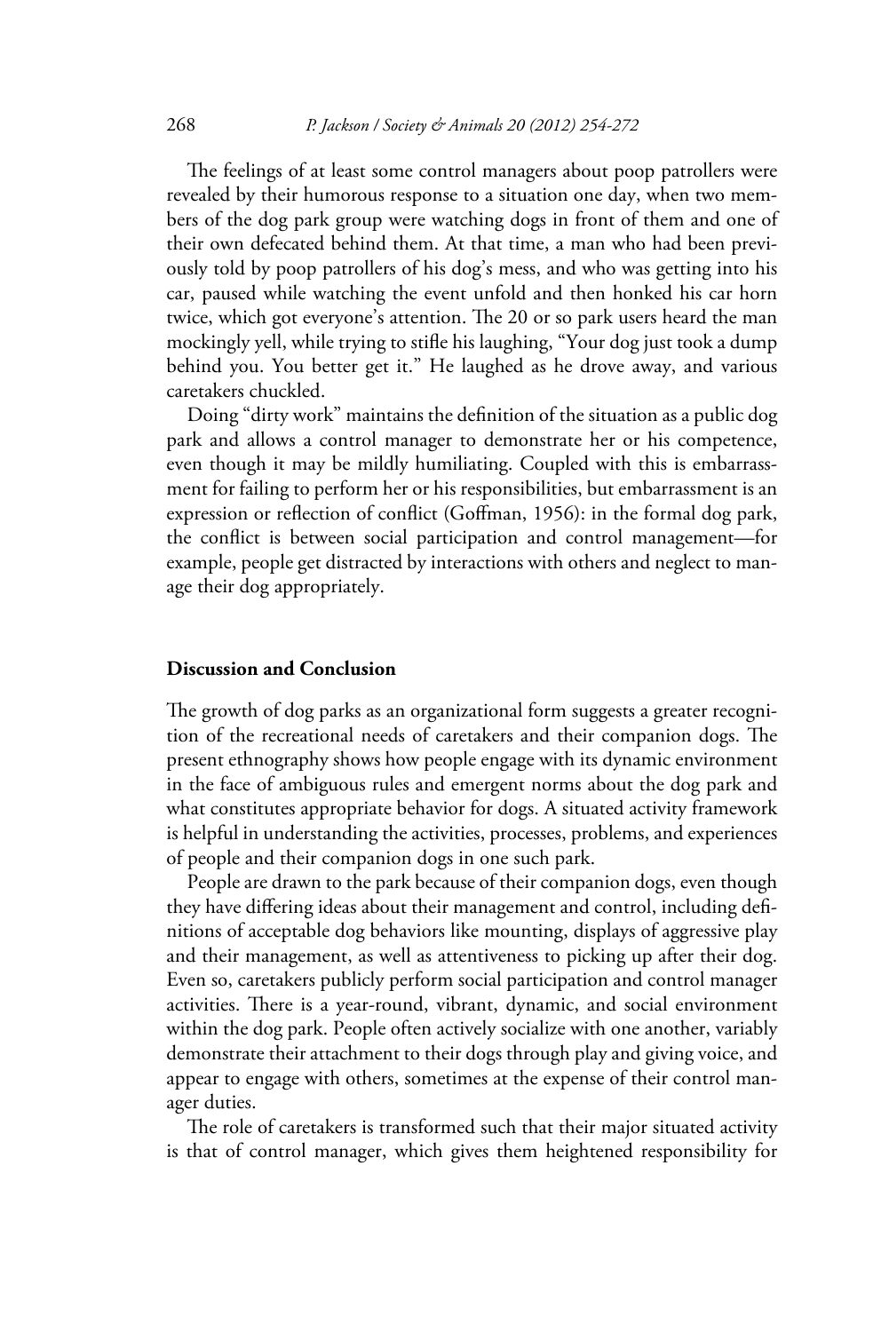The feelings of at least some control managers about poop patrollers were revealed by their humorous response to a situation one day, when two members of the dog park group were watching dogs in front of them and one of their own defecated behind them. At that time, a man who had been previously told by poop patrollers of his dog's mess, and who was getting into his car, paused while watching the event unfold and then honked his car horn twice, which got everyone's attention. The 20 or so park users heard the man mockingly yell, while trying to stifle his laughing, "Your dog just took a dump behind you. You better get it." He laughed as he drove away, and various caretakers chuckled.

Doing "dirty work" maintains the definition of the situation as a public dog park and allows a control manager to demonstrate her or his competence, even though it may be mildly humiliating. Coupled with this is embarrassment for failing to perform her or his responsibilities, but embarrassment is an expression or reflection of conflict (Goffman, 1956): in the formal dog park, the conflict is between social participation and control management—for example, people get distracted by interactions with others and neglect to manage their dog appropriately.

## Discussion and Conclusion

The growth of dog parks as an organizational form suggests a greater recognition of the recreational needs of caretakers and their companion dogs. The present ethnography shows how people engage with its dynamic environment in the face of ambiguous rules and emergent norms about the dog park and what constitutes appropriate behavior for dogs. A situated activity framework is helpful in understanding the activities, processes, problems, and experiences of people and their companion dogs in one such park.

People are drawn to the park because of their companion dogs, even though they have differing ideas about their management and control, including definitions of acceptable dog behaviors like mounting, displays of aggressive play and their management, as well as attentiveness to picking up after their dog. Even so, caretakers publicly perform social participation and control manager activities. There is a year-round, vibrant, dynamic, and social environment within the dog park. People often actively socialize with one another, variably demonstrate their attachment to their dogs through play and giving voice, and appear to engage with others, sometimes at the expense of their control manager duties.

The role of caretakers is transformed such that their major situated activity is that of control manager, which gives them heightened responsibility for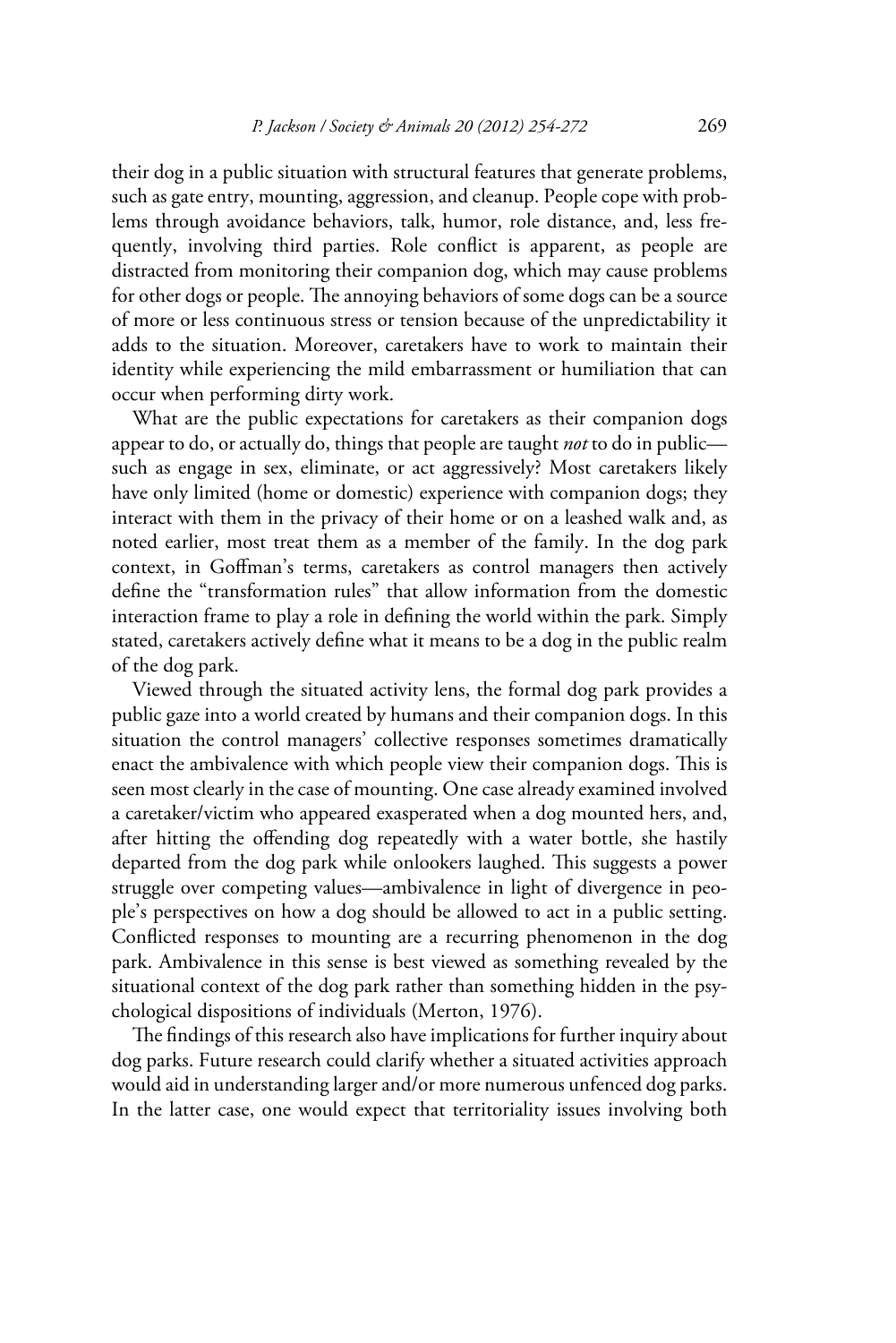their dog in a public situation with structural features that generate problems, such as gate entry, mounting, aggression, and cleanup. People cope with problems through avoidance behaviors, talk, humor, role distance, and, less frequently, involving third parties. Role conflict is apparent, as people are distracted from monitoring their companion dog, which may cause problems for other dogs or people. The annoying behaviors of some dogs can be a source of more or less continuous stress or tension because of the unpredictability it adds to the situation. Moreover, caretakers have to work to maintain their identity while experiencing the mild embarrassment or humiliation that can occur when performing dirty work.

What are the public expectations for caretakers as their companion dogs appear to do, or actually do, things that people are taught *not* to do in public—such as engage in sex, eliminate, or act aggressively? Most caretakers likely have only limited (home or domestic) experience with companion dogs; they interact with them in the privacy of their home or on a leashed walk and, as noted earlier, most treat them as a member of the family. In the dog park context, in Goffman's terms, caretakers as control managers then actively define the "transformation rules" that allow information from the domestic interaction frame to play a role in defining the world within the park. Simply stated, caretakers actively define what it means to be a dog in the public realm of the dog park.

Viewed through the situated activity lens, the formal dog park provides a public gaze into a world created by humans and their companion dogs. In this situation the control managers' collective responses sometimes dramatically enact the ambivalence with which people view their companion dogs. This is seen most clearly in the case of mounting. One case already examined involved a caretaker/victim who appeared exasperated when a dog mounted hers, and, after hitting the offending dog repeatedly with a water bottle, she hastily departed from the dog park while onlookers laughed. This suggests a power struggle over competing values—ambivalence in light of divergence in people's perspectives on how a dog should be allowed to act in a public setting. Conflicted responses to mounting are a recurring phenomenon in the dog park. Ambivalence in this sense is best viewed as something revealed by the situational context of the dog park rather than something hidden in the psychological dispositions of individuals (Merton, 1976).

The findings of this research also have implications for further inquiry about dog parks. Future research could clarify whether a situated activities approach would aid in understanding larger and/or more numerous unfenced dog parks. In the latter case, one would expect that territoriality issues involving both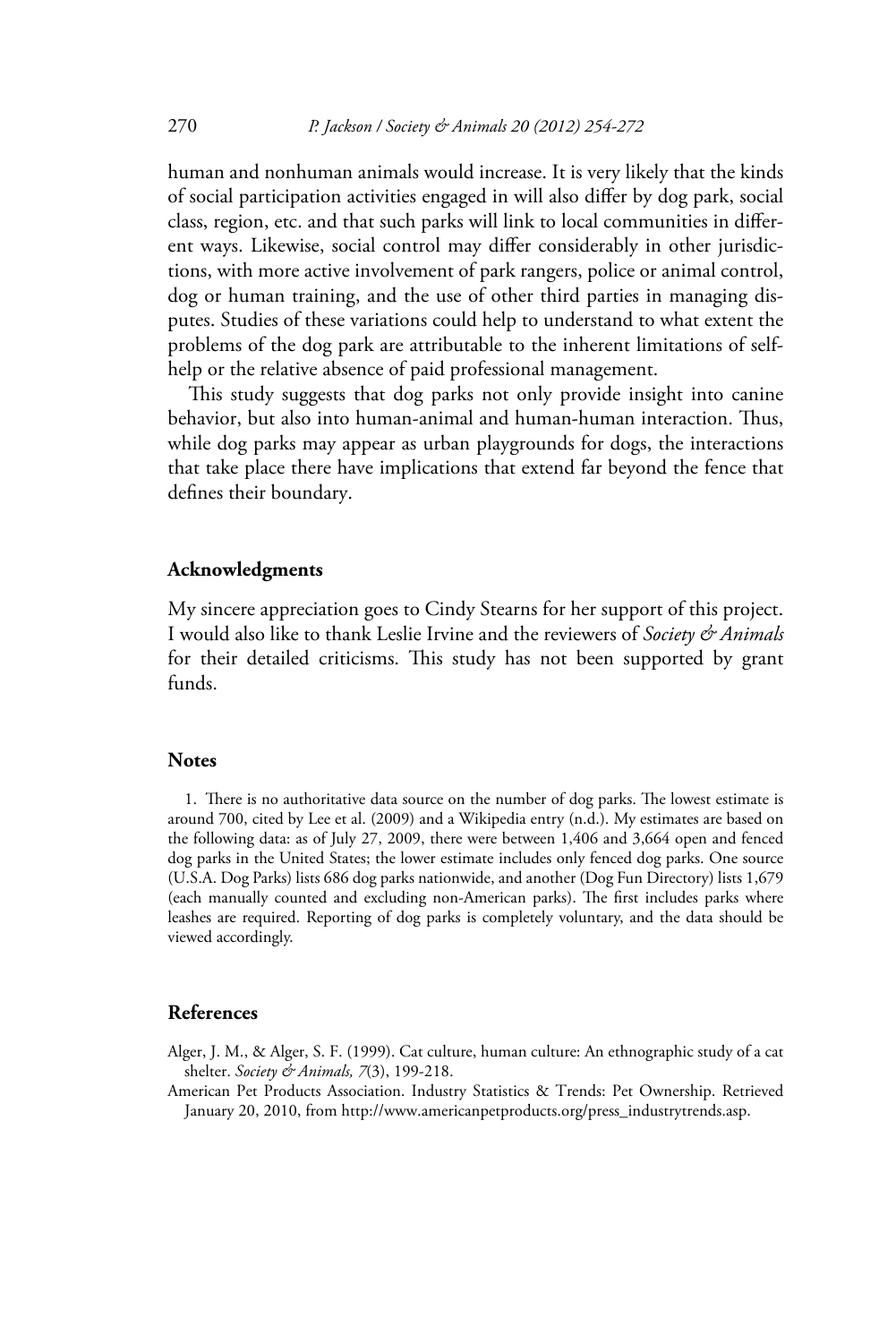human and nonhuman animals would increase. It is very likely that the kinds of social participation activities engaged in will also differ by dog park, social class, region, etc. and that such parks will link to local communities in different ways. Likewise, social control may differ considerably in other jurisdictions, with more active involvement of park rangers, police or animal control, dog or human training, and the use of other third parties in managing disputes. Studies of these variations could help to understand to what extent the problems of the dog park are attributable to the inherent limitations of self-help or the relative absence of paid professional management.

This study suggests that dog parks not only provide insight into canine behavior, but also into human-animal and human-human interaction. Thus, while dog parks may appear as urban playgrounds for dogs, the interactions that take place there have implications that extend far beyond the fence that defines their boundary.

## Acknowledgments

My sincere appreciation goes to Cindy Stearns for her support of this project. I would also like to thank Leslie Irvine and the reviewers of *Society & Animals* for their detailed criticisms. This study has not been supported by grant funds.

## Notes

1. There is no authoritative data source on the number of dog parks. The lowest estimate is around 700, cited by Lee et al. (2009) and a Wikipedia entry (n.d.). My estimates are based on the following data: as of July 27, 2009, there were between 1,406 and 3,664 open and fenced dog parks in the United States; the lower estimate includes only fenced dog parks. One source (U.S.A. Dog Parks) lists 686 dog parks nationwide, and another (Dog Fun Directory) lists 1,679 (each manually counted and excluding non-American parks). The first includes parks where leashes are required. Reporting of dog parks is completely voluntary, and the data should be viewed accordingly.

## References

Alger, J. M., & Alger, S. F. (1999). Cat culture, human culture: An ethnographic study of a cat shelter. *Society & Animals, 7*(3), 199-218.

American Pet Products Association. Industry Statistics & Trends: Pet Ownership. Retrieved January 20, 2010, from http://www.americanpetproducts.org/press_industrytrends.asp.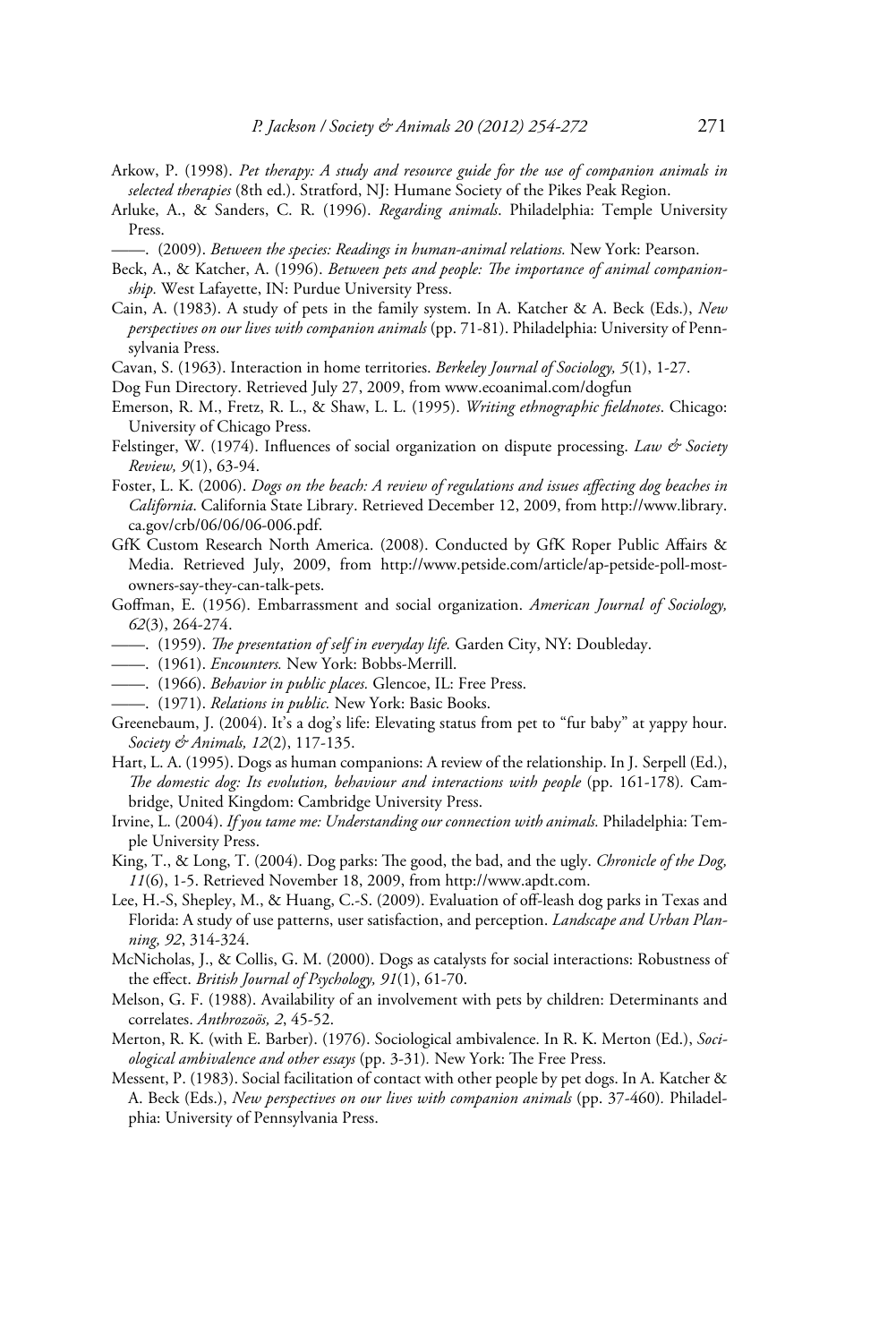Arkow, P. (1998). *Pet therapy: A study and resource guide for the use of companion animals in selected therapies* (8th ed.). Stratford, NJ: Humane Society of the Pikes Peak Region.

Arluke, A., & Sanders, C. R. (1996). *Regarding animals*. Philadelphia: Temple University Press.

——. (2009). *Between the species: Readings in human-animal relations.* New York: Pearson.

Beck, A., & Katcher, A. (1996). *Between pets and people: The importance of animal companionship.* West Lafayette, IN: Purdue University Press.

Cain, A. (1983). A study of pets in the family system. In A. Katcher & A. Beck (Eds.), *New perspectives on our lives with companion animals* (pp. 71-81). Philadelphia: University of Pennsylvania Press.

Cavan, S. (1963). Interaction in home territories. *Berkeley Journal of Sociology, 5*(1), 1-27.

Dog Fun Directory. Retrieved July 27, 2009, from www.ecoanimal.com/dogfun

Emerson, R. M., Fretz, R. L., & Shaw, L. L. (1995). *Writing ethnographic fieldnotes*. Chicago: University of Chicago Press.

Felstinger, W. (1974). Influences of social organization on dispute processing. *Law & Society Review, 9*(1), 63-94.

Foster, L. K. (2006). *Dogs on the beach: A review of regulations and issues affecting dog beaches in California*. California State Library. Retrieved December 12, 2009, from http://www.library.ca.gov/crb/06/06/06-006.pdf.

GfK Custom Research North America. (2008). Conducted by GfK Roper Public Affairs & Media. Retrieved July, 2009, from http://www.petside.com/article/ap-petside-poll-most-owners-say-they-can-talk-pets.

Goffman, E. (1956). Embarrassment and social organization. *American Journal of Sociology, 62*(3), 264-274.

——. (1959). *The presentation of self in everyday life.* Garden City, NY: Doubleday.

——. (1961). *Encounters.* New York: Bobbs-Merrill.

——. (1966). *Behavior in public places.* Glencoe, IL: Free Press.

——. (1971). *Relations in public.* New York: Basic Books.

Greenebaum, J. (2004). It's a dog's life: Elevating status from pet to "fur baby" at yappy hour. *Society & Animals, 12*(2), 117-135.

Hart, L. A. (1995). Dogs as human companions: A review of the relationship. In J. Serpell (Ed.), *The domestic dog: Its evolution, behaviour and interactions with people* (pp. 161-178)*.* Cambridge, United Kingdom: Cambridge University Press.

Irvine, L. (2004). *If you tame me: Understanding our connection with animals.* Philadelphia: Temple University Press.

King, T., & Long, T. (2004). Dog parks: The good, the bad, and the ugly. *Chronicle of the Dog, 11*(6), 1-5. Retrieved November 18, 2009, from http://www.apdt.com.

Lee, H.-S, Shepley, M., & Huang, C.-S. (2009). Evaluation of off-leash dog parks in Texas and Florida: A study of use patterns, user satisfaction, and perception. *Landscape and Urban Planning, 92*, 314-324.

McNicholas, J., & Collis, G. M. (2000). Dogs as catalysts for social interactions: Robustness of the effect. *British Journal of Psychology, 91*(1), 61-70.

Melson, G. F. (1988). Availability of an involvement with pets by children: Determinants and correlates. *Anthrozoös, 2*, 45-52.

Merton, R. K. (with E. Barber). (1976). Sociological ambivalence. In R. K. Merton (Ed.), *Sociological ambivalence and other essays* (pp. 3-31)*.* New York: The Free Press.

Messent, P. (1983). Social facilitation of contact with other people by pet dogs. In A. Katcher & A. Beck (Eds.), *New perspectives on our lives with companion animals* (pp. 37-460)*.* Philadelphia: University of Pennsylvania Press.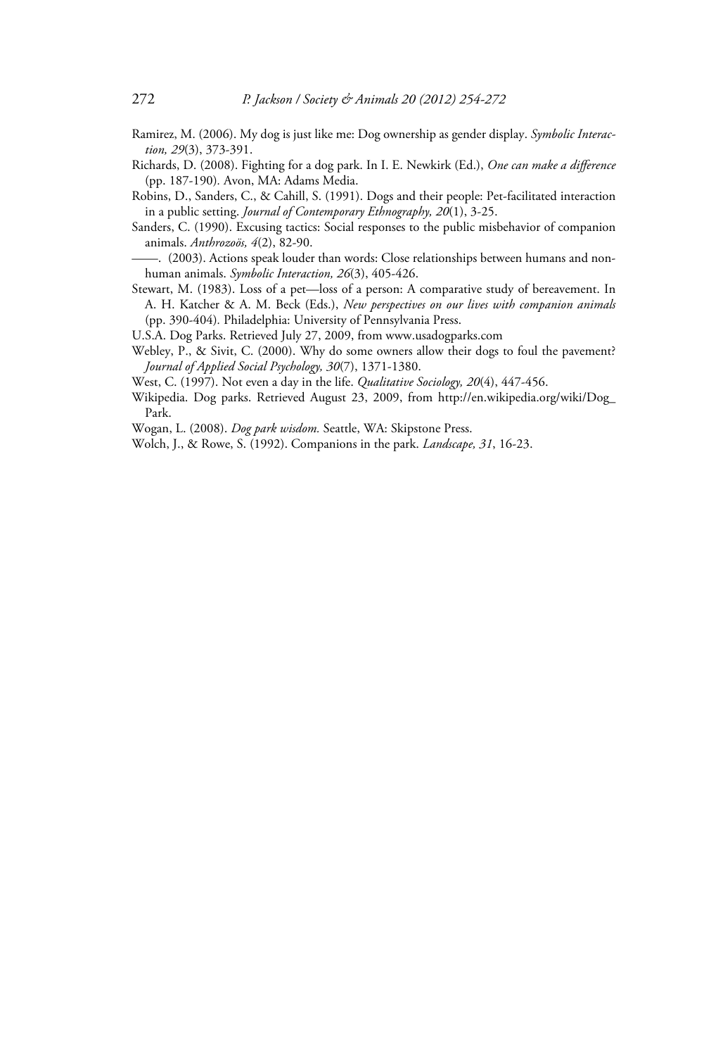Ramirez, M. (2006). My dog is just like me: Dog ownership as gender display. *Symbolic Interaction, 29*(3), 373-391.

Richards, D. (2008). Fighting for a dog park. In I. E. Newkirk (Ed.), *One can make a difference* (pp. 187-190). Avon, MA: Adams Media.

Robins, D., Sanders, C., & Cahill, S. (1991). Dogs and their people: Pet-facilitated interaction in a public setting. *Journal of Contemporary Ethnography, 20*(1), 3-25.

Sanders, C. (1990). Excusing tactics: Social responses to the public misbehavior of companion animals. *Anthrozoös, 4*(2), 82-90.

——. (2003). Actions speak louder than words: Close relationships between humans and nonhuman animals. *Symbolic Interaction, 26*(3), 405-426.

Stewart, M. (1983). Loss of a pet—loss of a person: A comparative study of bereavement. In A. H. Katcher & A. M. Beck (Eds.), *New perspectives on our lives with companion animals* (pp. 390-404). Philadelphia: University of Pennsylvania Press.

U.S.A. Dog Parks. Retrieved July 27, 2009, from www.usadogparks.com

Webley, P., & Sivit, C. (2000). Why do some owners allow their dogs to foul the pavement? *Journal of Applied Social Psychology, 30*(7), 1371-1380.

West, C. (1997). Not even a day in the life. *Qualitative Sociology, 20*(4), 447-456.

Wikipedia. Dog parks. Retrieved August 23, 2009, from http://en.wikipedia.org/wiki/Dog_Park.

Wogan, L. (2008). *Dog park wisdom.* Seattle, WA: Skipstone Press.

Wolch, J., & Rowe, S. (1992). Companions in the park. *Landscape, 31*, 16-23.